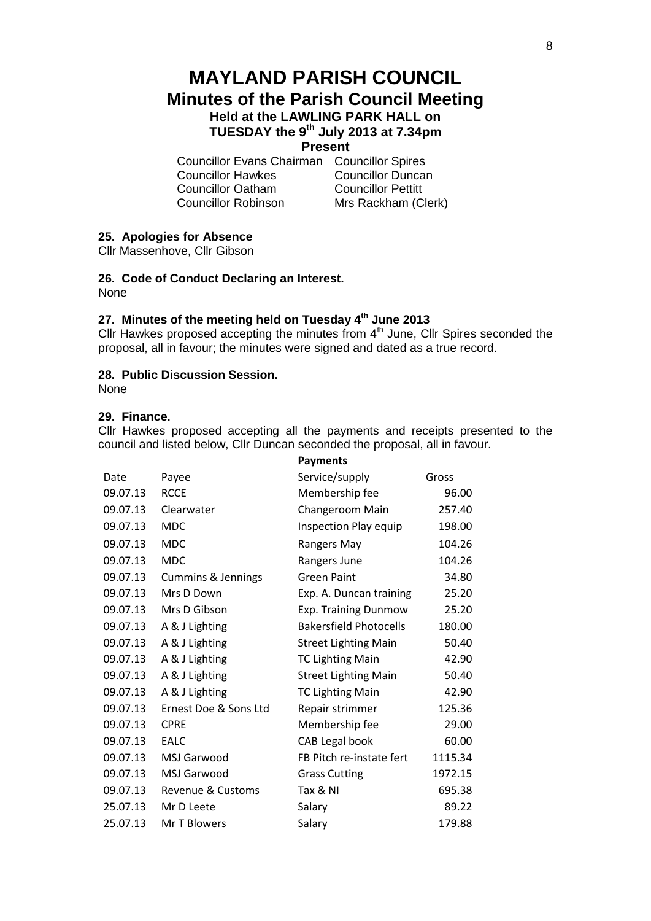# MAYLAND PARISH COUNCIL

## Minutes of the Parish Council Meeting

### Held at the LAWLING PARK HALL on TUESDAY the 9th July 2013 at 7.34pm

**Present**

| | |
|---|---|
| Councillor Evans Chairman | Councillor Spires |
| Councillor Hawkes | Councillor Duncan |
| Councillor Oatham | Councillor Pettitt |
| Councillor Robinson | Mrs Rackham (Clerk) |

**25. Apologies for Absence**

Cllr Massenhove, Cllr Gibson

**26. Code of Conduct Declaring an Interest.**

None

**27. Minutes of the meeting held on Tuesday 4th June 2013**

Cllr Hawkes proposed accepting the minutes from 4th June, Cllr Spires seconded the proposal, all in favour; the minutes were signed and dated as a true record.

**28. Public Discussion Session.**

None

**29. Finance.**

Cllr Hawkes proposed accepting all the payments and receipts presented to the council and listed below, Cllr Duncan seconded the proposal, all in favour.

**Payments**

| Date | Payee | Service/supply | Gross |
|---|---|---|---|
| 09.07.13 | RCCE | Membership fee | 96.00 |
| 09.07.13 | Clearwater | Changeroom Main | 257.40 |
| 09.07.13 | MDC | Inspection Play equip | 198.00 |
| 09.07.13 | MDC | Rangers May | 104.26 |
| 09.07.13 | MDC | Rangers June | 104.26 |
| 09.07.13 | Cummins & Jennings | Green Paint | 34.80 |
| 09.07.13 | Mrs D Down | Exp. A. Duncan training | 25.20 |
| 09.07.13 | Mrs D Gibson | Exp. Training Dunmow | 25.20 |
| 09.07.13 | A & J Lighting | Bakersfield Photocells | 180.00 |
| 09.07.13 | A & J Lighting | Street Lighting Main | 50.40 |
| 09.07.13 | A & J Lighting | TC Lighting Main | 42.90 |
| 09.07.13 | A & J Lighting | Street Lighting Main | 50.40 |
| 09.07.13 | A & J Lighting | TC Lighting Main | 42.90 |
| 09.07.13 | Ernest Doe & Sons Ltd | Repair strimmer | 125.36 |
| 09.07.13 | CPRE | Membership fee | 29.00 |
| 09.07.13 | EALC | CAB Legal book | 60.00 |
| 09.07.13 | MSJ Garwood | FB Pitch re-instate fert | 1115.34 |
| 09.07.13 | MSJ Garwood | Grass Cutting | 1972.15 |
| 09.07.13 | Revenue & Customs | Tax & NI | 695.38 |
| 25.07.13 | Mr D Leete | Salary | 89.22 |
| 25.07.13 | Mr T Blowers | Salary | 179.88 |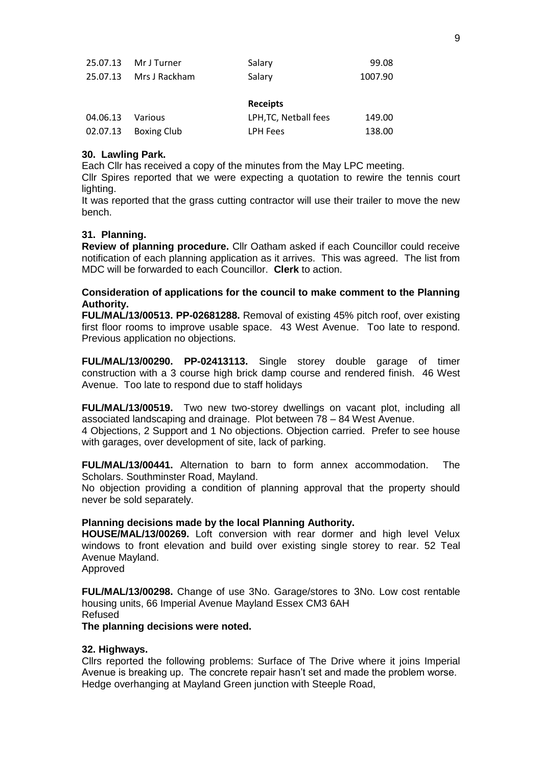| | | | |
|---|---|---|---|
| 25.07.13 | Mr J Turner | Salary | 99.08 |
| 25.07.13 | Mrs J Rackham | Salary | 1007.90 |
| | | **Receipts** | |
| 04.06.13 | Various | LPH,TC, Netball fees | 149.00 |
| 02.07.13 | Boxing Club | LPH Fees | 138.00 |

**30. Lawling Park.**

Each Cllr has received a copy of the minutes from the May LPC meeting.

Cllr Spires reported that we were expecting a quotation to rewire the tennis court lighting.

It was reported that the grass cutting contractor will use their trailer to move the new bench.

**31. Planning.**

**Review of planning procedure.** Cllr Oatham asked if each Councillor could receive notification of each planning application as it arrives. This was agreed. The list from MDC will be forwarded to each Councillor. **Clerk** to action.

**Consideration of applications for the council to make comment to the Planning Authority.**

**FUL/MAL/13/00513. PP-02681288.** Removal of existing 45% pitch roof, over existing first floor rooms to improve usable space. 43 West Avenue. Too late to respond. Previous application no objections.

**FUL/MAL/13/00290. PP-02413113.** Single storey double garage of timer construction with a 3 course high brick damp course and rendered finish. 46 West Avenue. Too late to respond due to staff holidays

**FUL/MAL/13/00519.** Two new two-storey dwellings on vacant plot, including all associated landscaping and drainage. Plot between 78 – 84 West Avenue.
4 Objections, 2 Support and 1 No objections. Objection carried. Prefer to see house with garages, over development of site, lack of parking.

**FUL/MAL/13/00441.** Alternation to barn to form annex accommodation. The Scholars. Southminster Road, Mayland.
No objection providing a condition of planning approval that the property should never be sold separately.

**Planning decisions made by the local Planning Authority.**

**HOUSE/MAL/13/00269.** Loft conversion with rear dormer and high level Velux windows to front elevation and build over existing single storey to rear. 52 Teal Avenue Mayland.
Approved

**FUL/MAL/13/00298.** Change of use 3No. Garage/stores to 3No. Low cost rentable housing units, 66 Imperial Avenue Mayland Essex CM3 6AH
Refused

**The planning decisions were noted.**

**32. Highways.**

Cllrs reported the following problems: Surface of The Drive where it joins Imperial Avenue is breaking up. The concrete repair hasn't set and made the problem worse.
Hedge overhanging at Mayland Green junction with Steeple Road,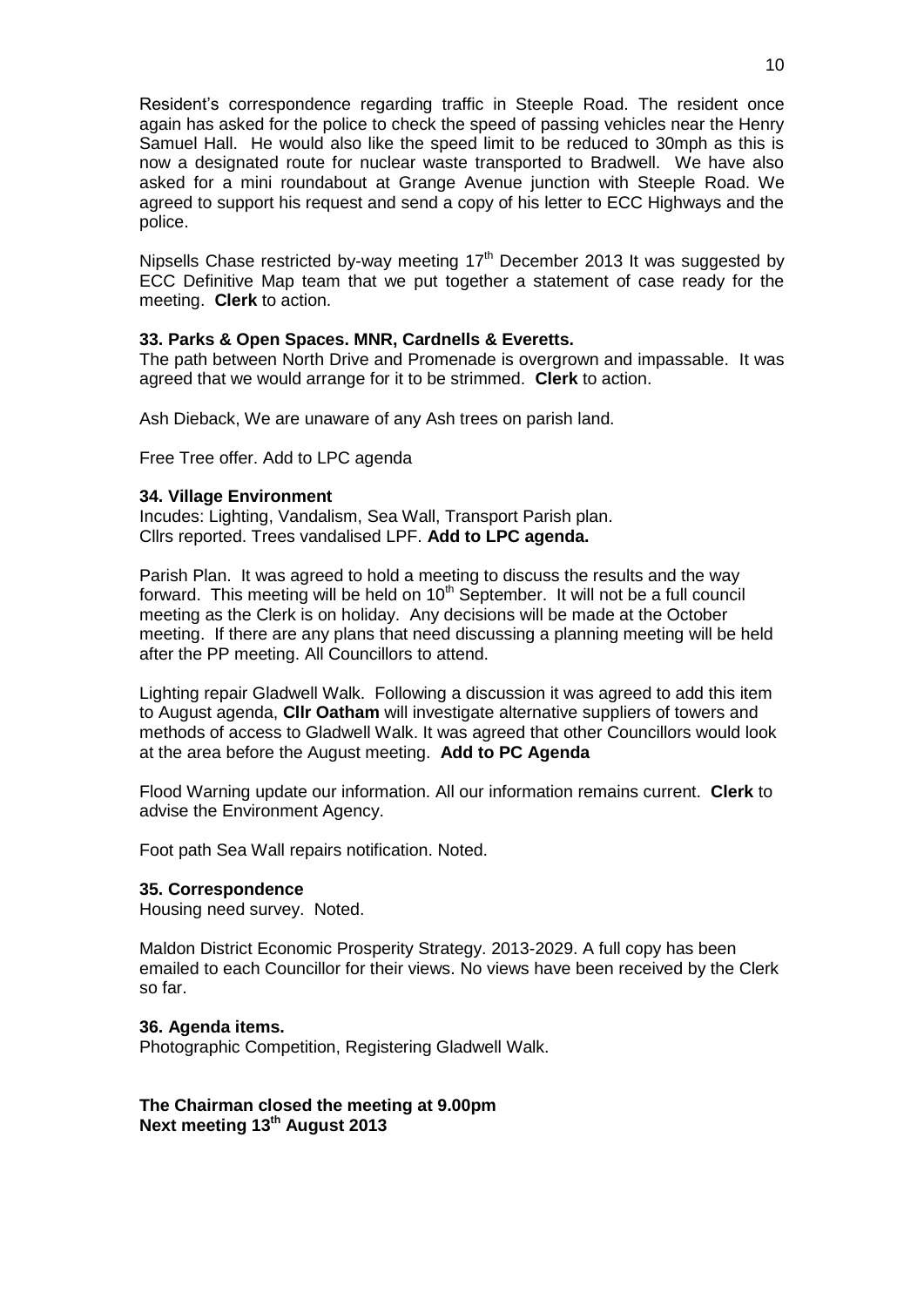Resident's correspondence regarding traffic in Steeple Road. The resident once again has asked for the police to check the speed of passing vehicles near the Henry Samuel Hall. He would also like the speed limit to be reduced to 30mph as this is now a designated route for nuclear waste transported to Bradwell. We have also asked for a mini roundabout at Grange Avenue junction with Steeple Road. We agreed to support his request and send a copy of his letter to ECC Highways and the police.

Nipsells Chase restricted by-way meeting 17th December 2013 It was suggested by ECC Definitive Map team that we put together a statement of case ready for the meeting. **Clerk** to action.

**33. Parks & Open Spaces. MNR, Cardnells & Everetts.**

The path between North Drive and Promenade is overgrown and impassable. It was agreed that we would arrange for it to be strimmed. **Clerk** to action.

Ash Dieback, We are unaware of any Ash trees on parish land.

Free Tree offer. Add to LPC agenda

**34. Village Environment**

Incudes: Lighting, Vandalism, Sea Wall, Transport Parish plan.
Cllrs reported. Trees vandalised LPF. **Add to LPC agenda.**

Parish Plan. It was agreed to hold a meeting to discuss the results and the way forward. This meeting will be held on 10th September. It will not be a full council meeting as the Clerk is on holiday. Any decisions will be made at the October meeting. If there are any plans that need discussing a planning meeting will be held after the PP meeting. All Councillors to attend.

Lighting repair Gladwell Walk. Following a discussion it was agreed to add this item to August agenda, **Cllr Oatham** will investigate alternative suppliers of towers and methods of access to Gladwell Walk. It was agreed that other Councillors would look at the area before the August meeting. **Add to PC Agenda**

Flood Warning update our information. All our information remains current. **Clerk** to advise the Environment Agency.

Foot path Sea Wall repairs notification. Noted.

**35. Correspondence**

Housing need survey. Noted.

Maldon District Economic Prosperity Strategy. 2013-2029. A full copy has been emailed to each Councillor for their views. No views have been received by the Clerk so far.

**36. Agenda items.**

Photographic Competition, Registering Gladwell Walk.

**The Chairman closed the meeting at 9.00pm**
**Next meeting 13th August 2013**